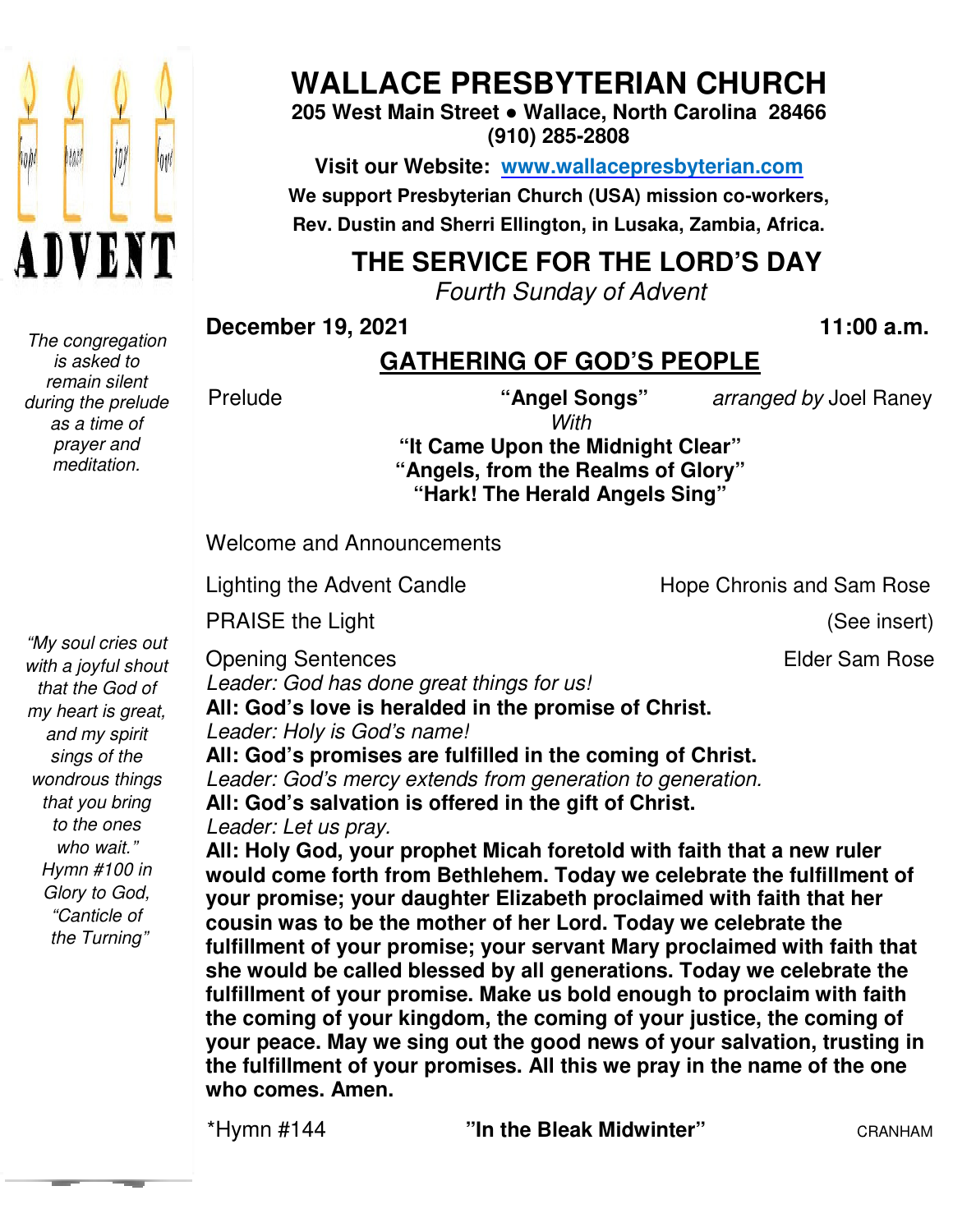# WALLACE PRESBYTERIAN CHURCH

**205 West Main Street • Wallace, North Carolina 28466**
**(910) 285-2808**

**Visit our Website: [www.wallacepresbyterian.com](http://www.wallacepresbyterian.com)**

**We support Presbyterian Church (USA) mission co-workers, Rev. Dustin and Sherri Ellington, in Lusaka, Zambia, Africa.**

## THE SERVICE FOR THE LORD'S DAY

*Fourth Sunday of Advent*

**December 19, 2021** **11:00 a.m.**

## GATHERING OF GOD'S PEOPLE

*The congregation is asked to remain silent during the prelude as a time of prayer and meditation.*

Prelude **"Angel Songs"** *arranged by* Joel Raney
*With*
**"It Came Upon the Midnight Clear"**
**"Angels, from the Realms of Glory"**
**"Hark! The Herald Angels Sing"**

Welcome and Announcements

Lighting the Advent Candle Hope Chronis and Sam Rose

PRAISE the Light (See insert)

*"My soul cries out with a joyful shout that the God of my heart is great, and my spirit sings of the wondrous things that you bring to the ones who wait." Hymn #100 in Glory to God, "Canticle of the Turning"*

Opening Sentences Elder Sam Rose

*Leader: God has done great things for us!*
**All: God's love is heralded in the promise of Christ.**
*Leader: Holy is God's name!*
**All: God's promises are fulfilled in the coming of Christ.**
*Leader: God's mercy extends from generation to generation.*
**All: God's salvation is offered in the gift of Christ.**
*Leader: Let us pray.*
**All: Holy God, your prophet Micah foretold with faith that a new ruler would come forth from Bethlehem. Today we celebrate the fulfillment of your promise; your daughter Elizabeth proclaimed with faith that her cousin was to be the mother of her Lord. Today we celebrate the fulfillment of your promise; your servant Mary proclaimed with faith that she would be called blessed by all generations. Today we celebrate the fulfillment of your promise. Make us bold enough to proclaim with faith the coming of your kingdom, the coming of your justice, the coming of your peace. May we sing out the good news of your salvation, trusting in the fulfillment of your promises. All this we pray in the name of the one who comes. Amen.**

*Hymn #144 **"In the Bleak Midwinter"** CRANHAM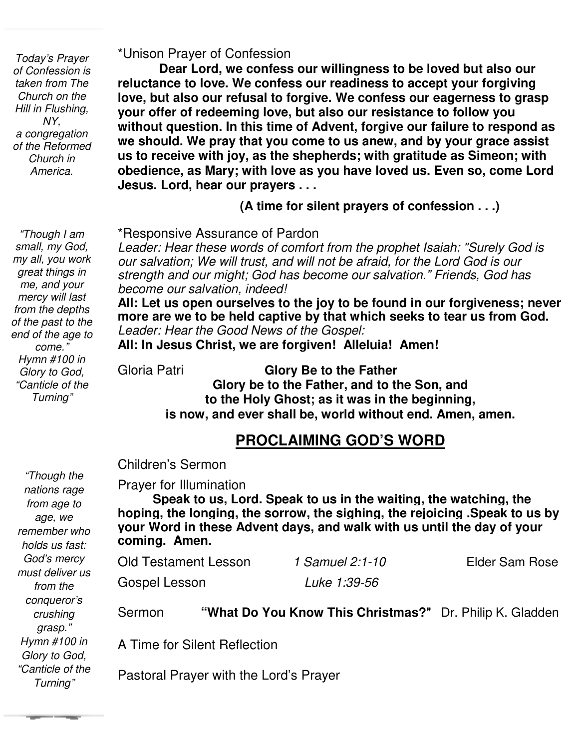*Today's Prayer of Confession is taken from The Church on the Hill in Flushing, NY, a congregation of the Reformed Church in America.*

*Unison Prayer of Confession

**Dear Lord, we confess our willingness to be loved but also our reluctance to love. We confess our readiness to accept your forgiving love, but also our refusal to forgive. We confess our eagerness to grasp your offer of redeeming love, but also our resistance to follow you without question. In this time of Advent, forgive our failure to respond as we should. We pray that you come to us anew, and by your grace assist us to receive with joy, as the shepherds; with gratitude as Simeon; with obedience, as Mary; with love as you have loved us. Even so, come Lord Jesus. Lord, hear our prayers . . .**

**(A time for silent prayers of confession . . .)**

*"Though I am small, my God, my all, you work great things in me, and your mercy will last from the depths of the past to the end of the age to come." Hymn #100 in Glory to God, "Canticle of the Turning"*

*Responsive Assurance of Pardon

*Leader: Hear these words of comfort from the prophet Isaiah: "Surely God is our salvation; We will trust, and will not be afraid, for the Lord God is our strength and our might; God has become our salvation." Friends, God has become our salvation, indeed!*

**All: Let us open ourselves to the joy to be found in our forgiveness; never more are we to be held captive by that which seeks to tear us from God.**

*Leader: Hear the Good News of the Gospel:*

**All: In Jesus Christ, we are forgiven! Alleluia! Amen!**

Gloria Patri **Glory Be to the Father**

**Glory be to the Father, and to the Son, and
to the Holy Ghost; as it was in the beginning,
is now, and ever shall be, world without end. Amen, amen.**

## PROCLAIMING GOD'S WORD

*"Though the nations rage from age to age, we remember who holds us fast: God's mercy must deliver us from the conqueror's crushing grasp." Hymn #100 in Glory to God, "Canticle of the Turning"*

Children's Sermon

Prayer for Illumination

**Speak to us, Lord. Speak to us in the waiting, the watching, the hoping, the longing, the sorrow, the sighing, the rejoicing .Speak to us by your Word in these Advent days, and walk with us until the day of your coming. Amen.**

Old Testament Lesson *1 Samuel 2:1-10* Elder Sam Rose

Gospel Lesson *Luke 1:39-56*

Sermon **"What Do You Know This Christmas?"** Dr. Philip K. Gladden

A Time for Silent Reflection

Pastoral Prayer with the Lord's Prayer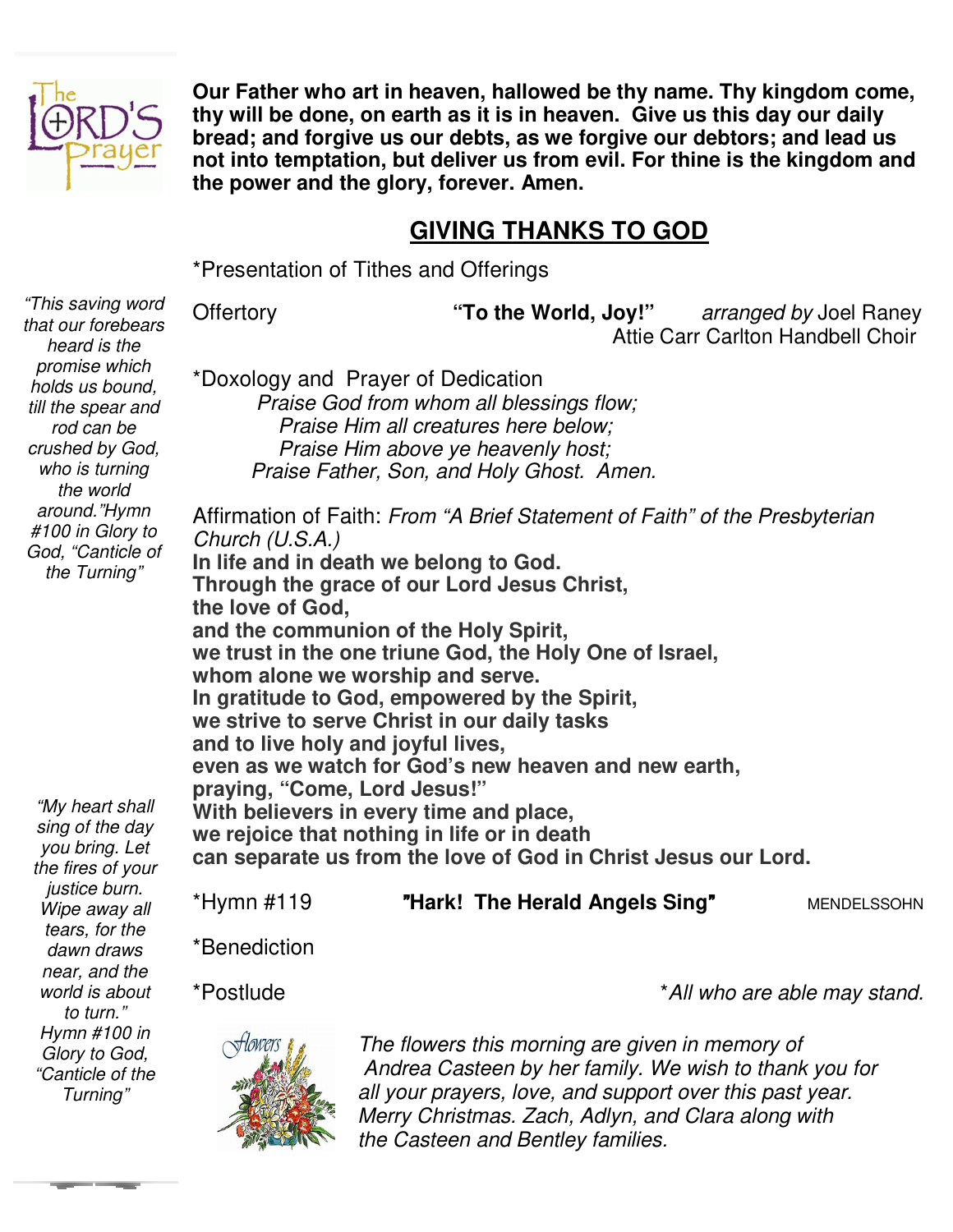**Our Father who art in heaven, hallowed be thy name. Thy kingdom come, thy will be done, on earth as it is in heaven. Give us this day our daily bread; and forgive us our debts, as we forgive our debtors; and lead us not into temptation, but deliver us from evil. For thine is the kingdom and the power and the glory, forever. Amen.**

## GIVING THANKS TO GOD

*Presentation of Tithes and Offerings

*"This saving word that our forebears heard is the promise which holds us bound, till the spear and rod can be crushed by God, who is turning the world around."Hymn #100 in Glory to God, "Canticle of the Turning"*

Offertory **"To the World, Joy!"** *arranged by* Joel Raney
Attie Carr Carlton Handbell Choir

*Doxology and Prayer of Dedication

*Praise God from whom all blessings flow;*
*Praise Him all creatures here below;*
*Praise Him above ye heavenly host;*
*Praise Father, Son, and Holy Ghost. Amen.*

Affirmation of Faith: *From "A Brief Statement of Faith" of the Presbyterian Church (U.S.A.)*

**In life and in death we belong to God.**
**Through the grace of our Lord Jesus Christ,**
**the love of God,**
**and the communion of the Holy Spirit,**
**we trust in the one triune God, the Holy One of Israel,**
**whom alone we worship and serve.**
**In gratitude to God, empowered by the Spirit,**
**we strive to serve Christ in our daily tasks**
**and to live holy and joyful lives,**
**even as we watch for God's new heaven and new earth,**
**praying, "Come, Lord Jesus!"**
**With believers in every time and place,**
**we rejoice that nothing in life or in death**
**can separate us from the love of God in Christ Jesus our Lord.**

*"My heart shall sing of the day you bring. Let the fires of your justice burn. Wipe away all tears, for the dawn draws near, and the world is about to turn." Hymn #100 in Glory to God, "Canticle of the Turning"*

*Hymn #119 **"Hark! The Herald Angels Sing"** MENDELSSOHN

*Benediction

*Postlude

**All who are able may stand.*

*The flowers this morning are given in memory of Andrea Casteen by her family. We wish to thank you for all your prayers, love, and support over this past year. Merry Christmas. Zach, Adlyn, and Clara along with the Casteen and Bentley families.*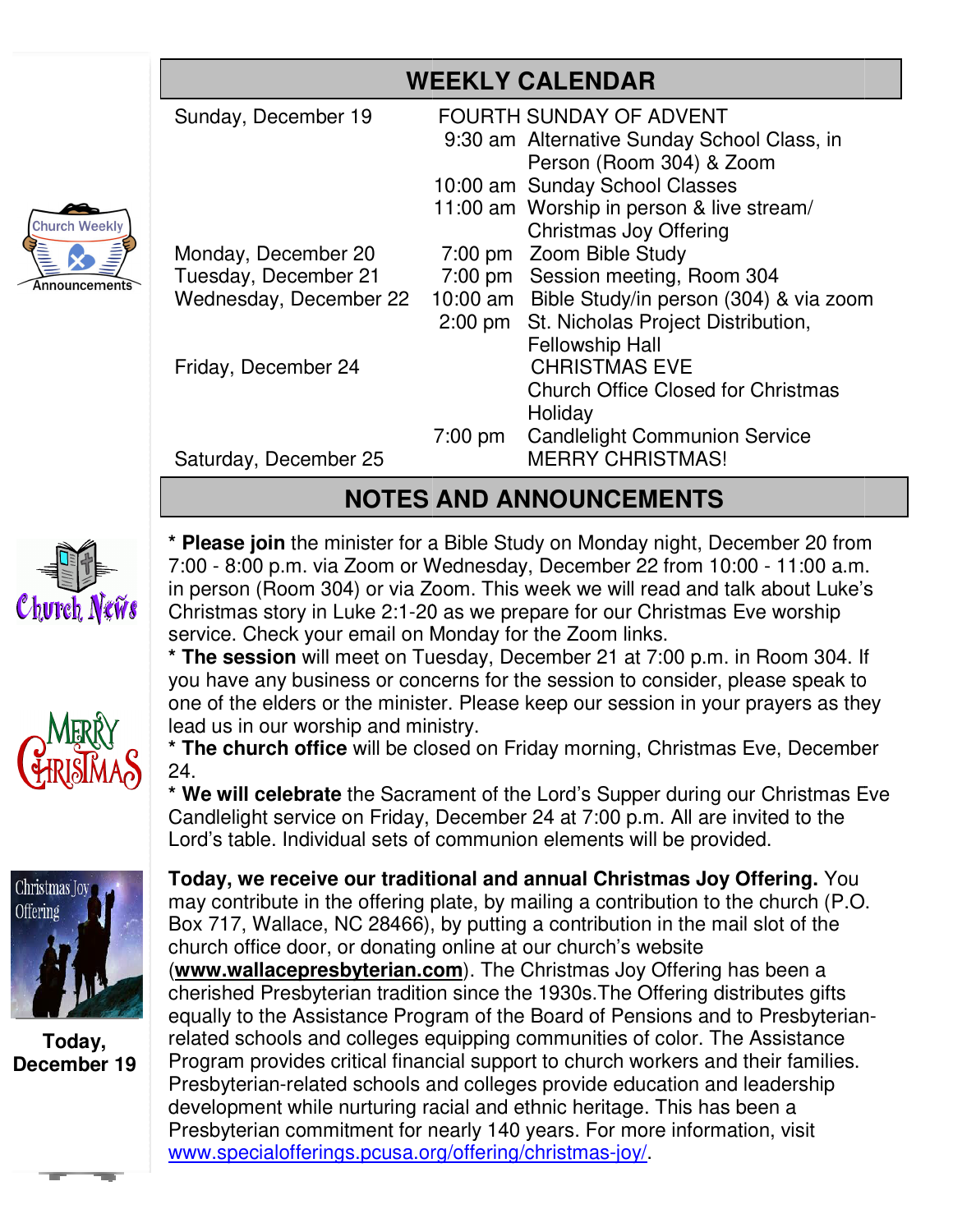## WEEKLY CALENDAR

| | | |
|---|---|---|
| Sunday, December 19 | | FOURTH SUNDAY OF ADVENT |
| | 9:30 am | Alternative Sunday School Class, in Person (Room 304) & Zoom |
| | 10:00 am | Sunday School Classes |
| | 11:00 am | Worship in person & live stream/ Christmas Joy Offering |
| Monday, December 20 | 7:00 pm | Zoom Bible Study |
| Tuesday, December 21 | 7:00 pm | Session meeting, Room 304 |
| Wednesday, December 22 | 10:00 am | Bible Study/in person (304) & via zoom |
| | 2:00 pm | St. Nicholas Project Distribution, Fellowship Hall |
| Friday, December 24 | | CHRISTMAS EVE |
| | | Church Office Closed for Christmas Holiday |
| | 7:00 pm | Candlelight Communion Service |
| Saturday, December 25 | | MERRY CHRISTMAS! |

## NOTES AND ANNOUNCEMENTS

* **Please join** the minister for a Bible Study on Monday night, December 20 from 7:00 - 8:00 p.m. via Zoom or Wednesday, December 22 from 10:00 - 11:00 a.m. in person (Room 304) or via Zoom. This week we will read and talk about Luke's Christmas story in Luke 2:1-20 as we prepare for our Christmas Eve worship service. Check your email on Monday for the Zoom links.

* **The session** will meet on Tuesday, December 21 at 7:00 p.m. in Room 304. If you have any business or concerns for the session to consider, please speak to one of the elders or the minister. Please keep our session in your prayers as they lead us in our worship and ministry.

* **The church office** will be closed on Friday morning, Christmas Eve, December 24.

* **We will celebrate** the Sacrament of the Lord's Supper during our Christmas Eve Candlelight service on Friday, December 24 at 7:00 p.m. All are invited to the Lord's table. Individual sets of communion elements will be provided.

**Today, December 19**

**Today, we receive our traditional and annual Christmas Joy Offering.** You may contribute in the offering plate, by mailing a contribution to the church (P.O. Box 717, Wallace, NC 28466), by putting a contribution in the mail slot of the church office door, or donating online at our church's website (**www.wallacepresbyterian.com**). The Christmas Joy Offering has been a cherished Presbyterian tradition since the 1930s.The Offering distributes gifts equally to the Assistance Program of the Board of Pensions and to Presbyterian-related schools and colleges equipping communities of color. The Assistance Program provides critical financial support to church workers and their families. Presbyterian-related schools and colleges provide education and leadership development while nurturing racial and ethnic heritage. This has been a Presbyterian commitment for nearly 140 years. For more information, visit www.specialofferings.pcusa.org/offering/christmas-joy/.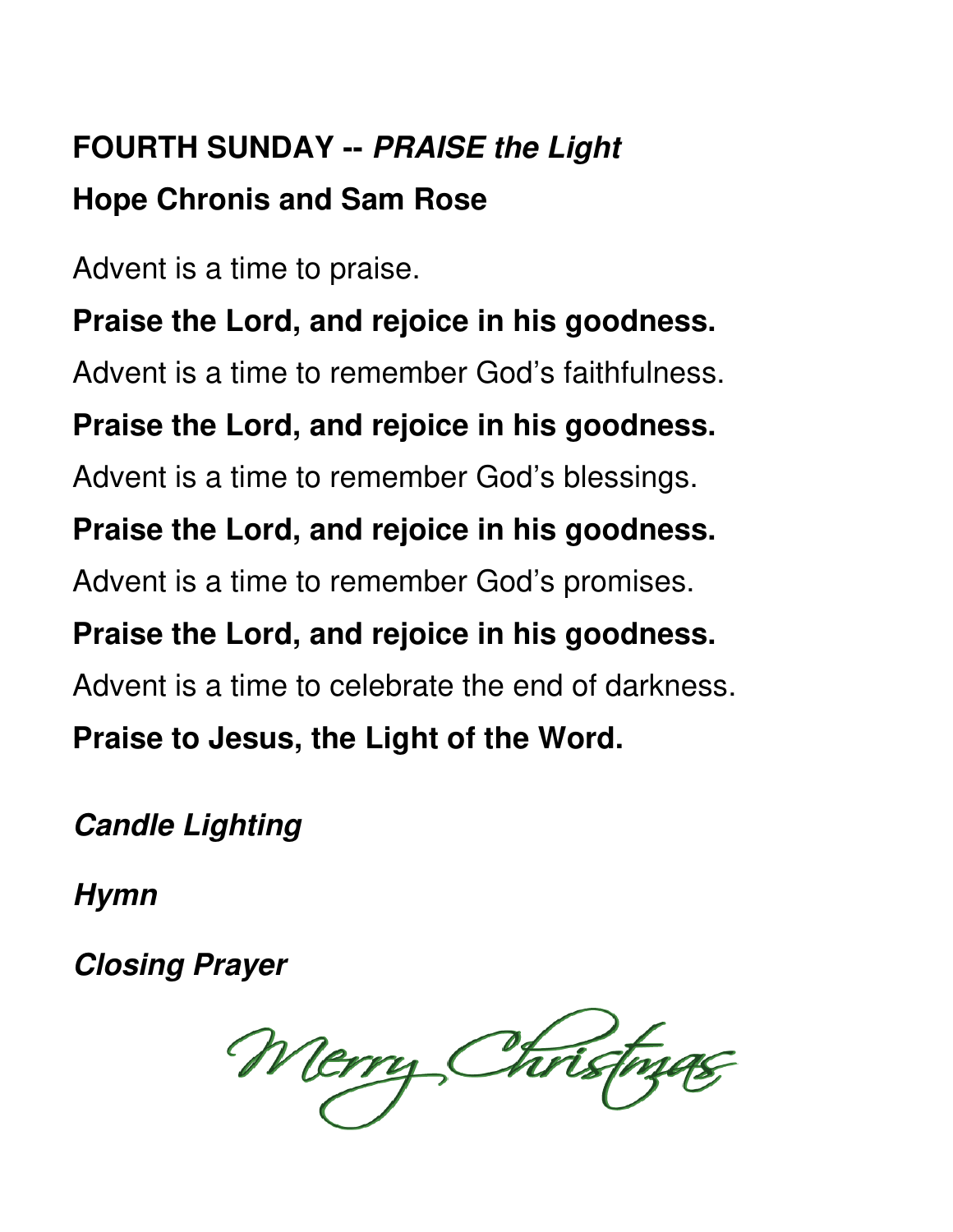## FOURTH SUNDAY -- *PRAISE the Light*

**Hope Chronis and Sam Rose**

Advent is a time to praise.

**Praise the Lord, and rejoice in his goodness.**

Advent is a time to remember God's faithfulness.

**Praise the Lord, and rejoice in his goodness.**

Advent is a time to remember God's blessings.

**Praise the Lord, and rejoice in his goodness.**

Advent is a time to remember God's promises.

**Praise the Lord, and rejoice in his goodness.**

Advent is a time to celebrate the end of darkness.

**Praise to Jesus, the Light of the Word.**

***Candle Lighting***

***Hymn***

***Closing Prayer***

*Merry Christmas*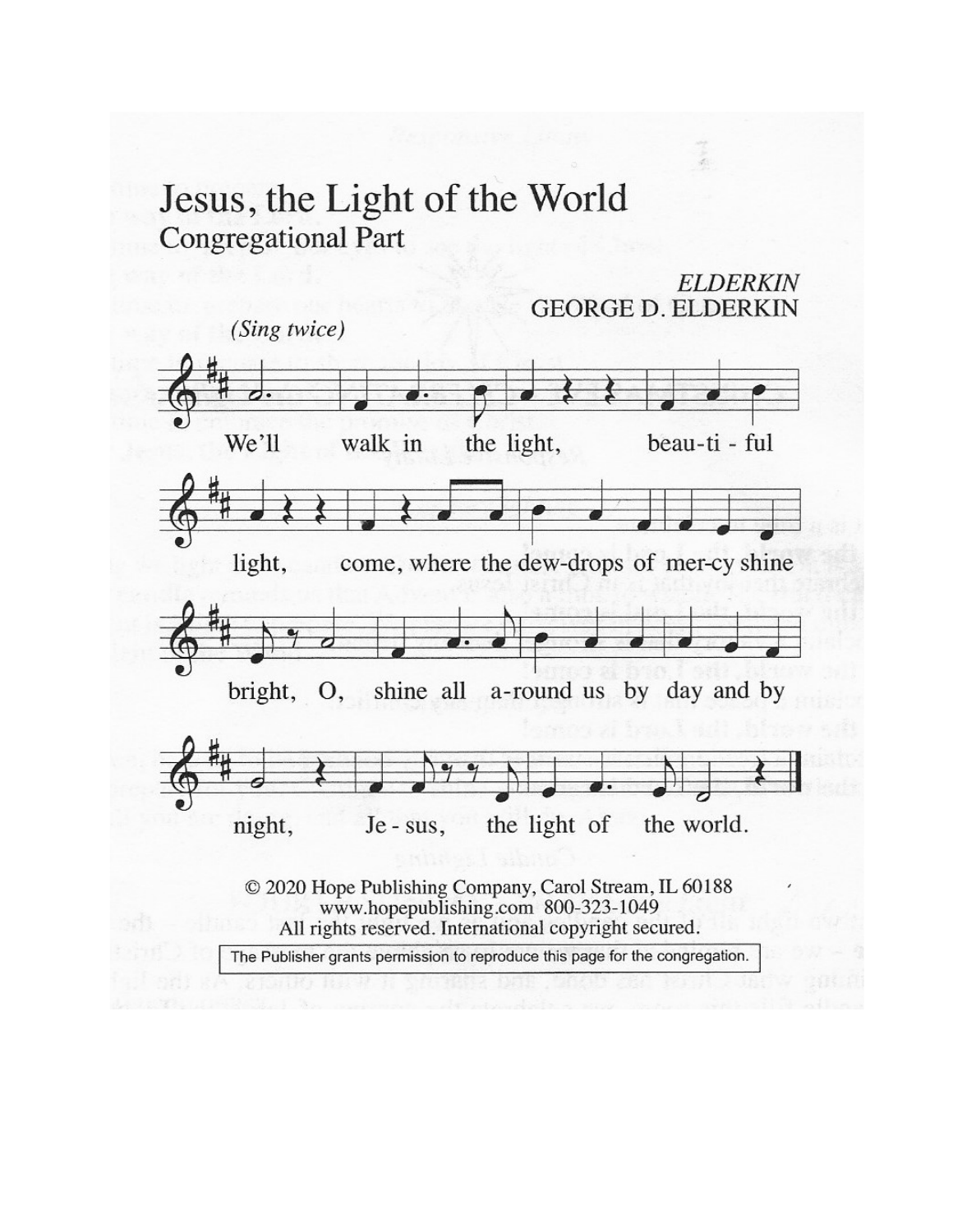# Jesus, the Light of the World

## Congregational Part

*ELDERKIN*
GEORGE D. ELDERKIN

*(Sing twice)*

We'll walk in the light, beau-ti - ful light, come, where the dew-drops of mer-cy shine bright, O, shine all a-round us by day and by night, Je - sus, the light of the world.

© 2020 Hope Publishing Company, Carol Stream, IL 60188
www.hopepublishing.com 800-323-1049
All rights reserved. International copyright secured.

The Publisher grants permission to reproduce this page for the congregation.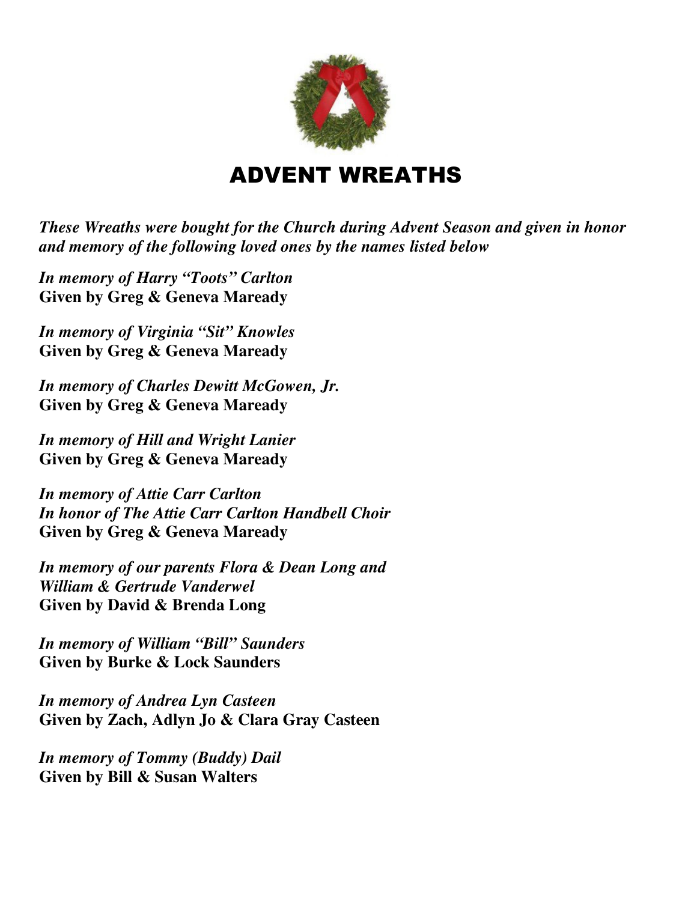# ADVENT WREATHS

***These Wreaths were bought for the Church during Advent Season and given in honor and memory of the following loved ones by the names listed below***

***In memory of Harry "Toots" Carlton***
**Given by Greg & Geneva Maready**

***In memory of Virginia "Sit" Knowles***
**Given by Greg & Geneva Maready**

***In memory of Charles Dewitt McGowen, Jr.***
**Given by Greg & Geneva Maready**

***In memory of Hill and Wright Lanier***
**Given by Greg & Geneva Maready**

***In memory of Attie Carr Carlton***
***In honor of The Attie Carr Carlton Handbell Choir***
**Given by Greg & Geneva Maready**

***In memory of our parents Flora & Dean Long and William & Gertrude Vanderwel***
**Given by David & Brenda Long**

***In memory of William "Bill" Saunders***
**Given by Burke & Lock Saunders**

***In memory of Andrea Lyn Casteen***
**Given by Zach, Adlyn Jo & Clara Gray Casteen**

***In memory of Tommy (Buddy) Dail***
**Given by Bill & Susan Walters**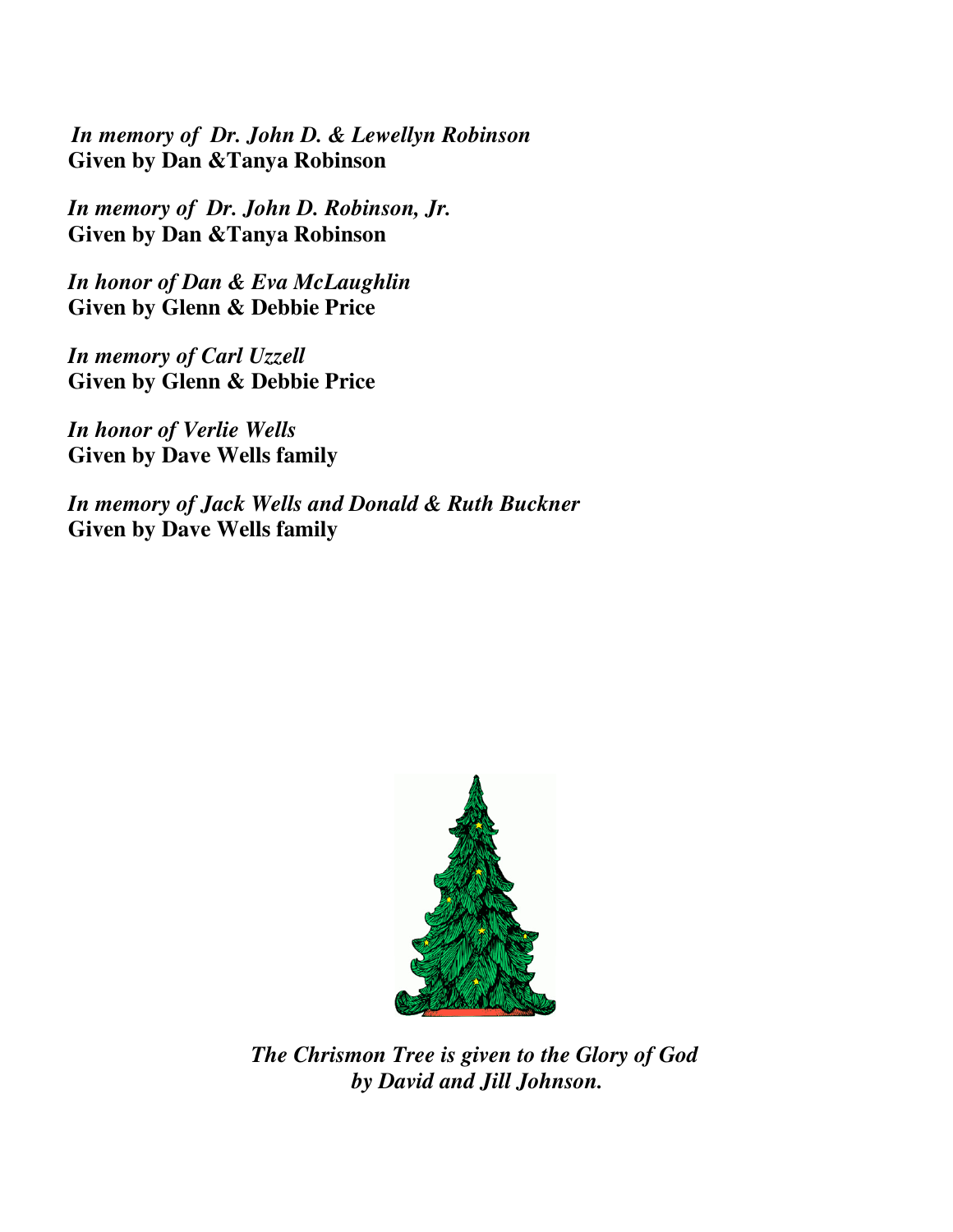*In memory of Dr. John D. & Lewellyn Robinson*
**Given by Dan &Tanya Robinson**

*In memory of Dr. John D. Robinson, Jr.*
**Given by Dan &Tanya Robinson**

*In honor of Dan & Eva McLaughlin*
**Given by Glenn & Debbie Price**

*In memory of Carl Uzzell*
**Given by Glenn & Debbie Price**

*In honor of Verlie Wells*
**Given by Dave Wells family**

*In memory of Jack Wells and Donald & Ruth Buckner*
**Given by Dave Wells family**

*The Chrismon Tree is given to the Glory of God by David and Jill Johnson.*